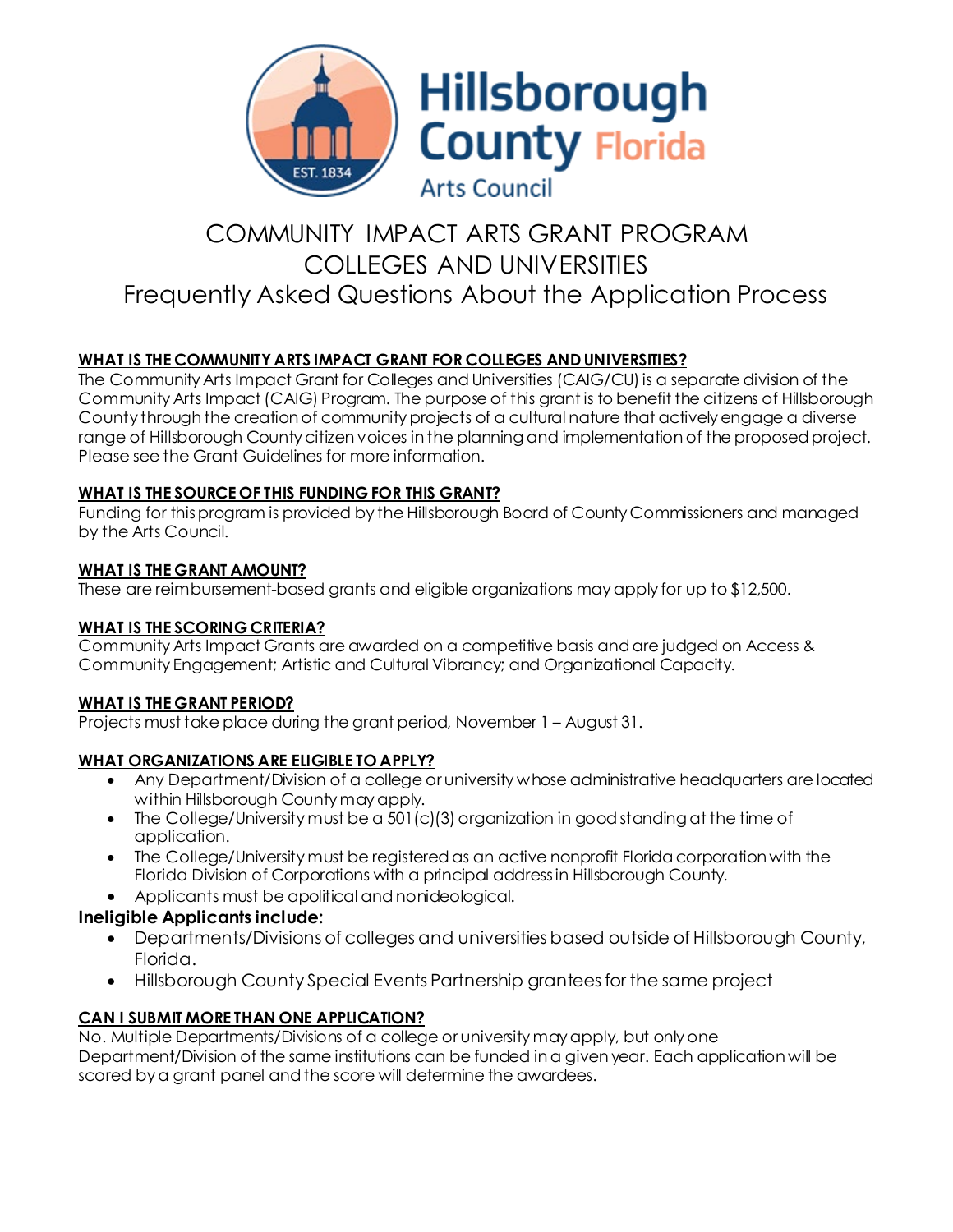Hillsborough County Florida Arts Council

# COMMUNITY IMPACT ARTS GRANT PROGRAM
# COLLEGES AND UNIVERSITIES
## Frequently Asked Questions About the Application Process

**WHAT IS THE COMMUNITY ARTS IMPACT GRANT FOR COLLEGES AND UNIVERSITIES?**

The Community Arts Impact Grant for Colleges and Universities (CAIG/CU) is a separate division of the Community Arts Impact (CAIG) Program. The purpose of this grant is to benefit the citizens of Hillsborough County through the creation of community projects of a cultural nature that actively engage a diverse range of Hillsborough County citizen voices in the planning and implementation of the proposed project. Please see the Grant Guidelines for more information.

**WHAT IS THE SOURCE OF THIS FUNDING FOR THIS GRANT?**

Funding for this program is provided by the Hillsborough Board of County Commissioners and managed by the Arts Council.

**WHAT IS THE GRANT AMOUNT?**

These are reimbursement-based grants and eligible organizations may apply for up to $12,500.

**WHAT IS THE SCORING CRITERIA?**

Community Arts Impact Grants are awarded on a competitive basis and are judged on Access & Community Engagement; Artistic and Cultural Vibrancy; and Organizational Capacity.

**WHAT IS THE GRANT PERIOD?**

Projects must take place during the grant period, November 1 – August 31.

**WHAT ORGANIZATIONS ARE ELIGIBLE TO APPLY?**

- Any Department/Division of a college or university whose administrative headquarters are located within Hillsborough County may apply.
- The College/University must be a 501(c)(3) organization in good standing at the time of application.
- The College/University must be registered as an active nonprofit Florida corporation with the Florida Division of Corporations with a principal address in Hillsborough County.
- Applicants must be apolitical and nonideological.

**Ineligible Applicants include:**

- Departments/Divisions of colleges and universities based outside of Hillsborough County, Florida.
- Hillsborough County Special Events Partnership grantees for the same project

**CAN I SUBMIT MORE THAN ONE APPLICATION?**

No. Multiple Departments/Divisions of a college or university may apply, but only one Department/Division of the same institutions can be funded in a given year. Each application will be scored by a grant panel and the score will determine the awardees.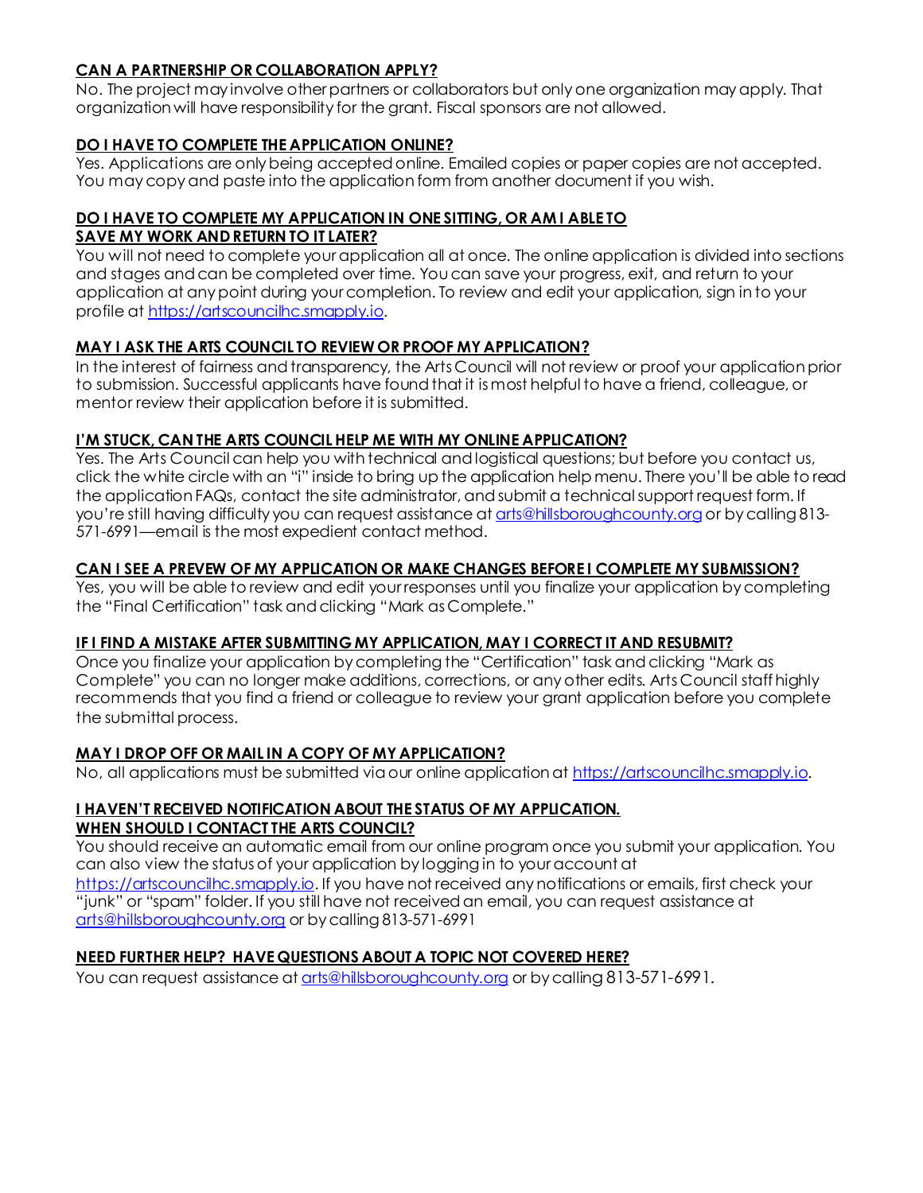**CAN A PARTNERSHIP OR COLLABORATION APPLY?**

No. The project may involve other partners or collaborators but only one organization may apply. That organization will have responsibility for the grant. Fiscal sponsors are not allowed.

**DO I HAVE TO COMPLETE THE APPLICATION ONLINE?**

Yes. Applications are only being accepted online. Emailed copies or paper copies are not accepted. You may copy and paste into the application form from another document if you wish.

**DO I HAVE TO COMPLETE MY APPLICATION IN ONE SITTING, OR AM I ABLE TO SAVE MY WORK AND RETURN TO IT LATER?**

You will not need to complete your application all at once. The online application is divided into sections and stages and can be completed over time. You can save your progress, exit, and return to your application at any point during your completion. To review and edit your application, sign in to your profile at https://artscouncilhc.smapply.io.

**MAY I ASK THE ARTS COUNCIL TO REVIEW OR PROOF MY APPLICATION?**

In the interest of fairness and transparency, the Arts Council will not review or proof your application prior to submission. Successful applicants have found that it is most helpful to have a friend, colleague, or mentor review their application before it is submitted.

**I'M STUCK, CAN THE ARTS COUNCIL HELP ME WITH MY ONLINE APPLICATION?**

Yes. The Arts Council can help you with technical and logistical questions; but before you contact us, click the white circle with an "i" inside to bring up the application help menu. There you'll be able to read the application FAQs, contact the site administrator, and submit a technical support request form. If you're still having difficulty you can request assistance at arts@hillsboroughcounty.org or by calling 813-571-6991—email is the most expedient contact method.

**CAN I SEE A PREVEW OF MY APPLICATION OR MAKE CHANGES BEFORE I COMPLETE MY SUBMISSION?**

Yes, you will be able to review and edit your responses until you finalize your application by completing the "Final Certification" task and clicking "Mark as Complete."

**IF I FIND A MISTAKE AFTER SUBMITTING MY APPLICATION, MAY I CORRECT IT AND RESUBMIT?**

Once you finalize your application by completing the "Certification" task and clicking "Mark as Complete" you can no longer make additions, corrections, or any other edits. Arts Council staff highly recommends that you find a friend or colleague to review your grant application before you complete the submittal process.

**MAY I DROP OFF OR MAIL IN A COPY OF MY APPLICATION?**

No, all applications must be submitted via our online application at https://artscouncilhc.smapply.io.

**I HAVEN'T RECEIVED NOTIFICATION ABOUT THE STATUS OF MY APPLICATION. WHEN SHOULD I CONTACT THE ARTS COUNCIL?**

You should receive an automatic email from our online program once you submit your application. You can also view the status of your application by logging in to your account at https://artscouncilhc.smapply.io. If you have not received any notifications or emails, first check your "junk" or "spam" folder. If you still have not received an email, you can request assistance at arts@hillsboroughcounty.org or by calling 813-571-6991

**NEED FURTHER HELP? HAVE QUESTIONS ABOUT A TOPIC NOT COVERED HERE?**

You can request assistance at arts@hillsboroughcounty.org or by calling 813-571-6991.